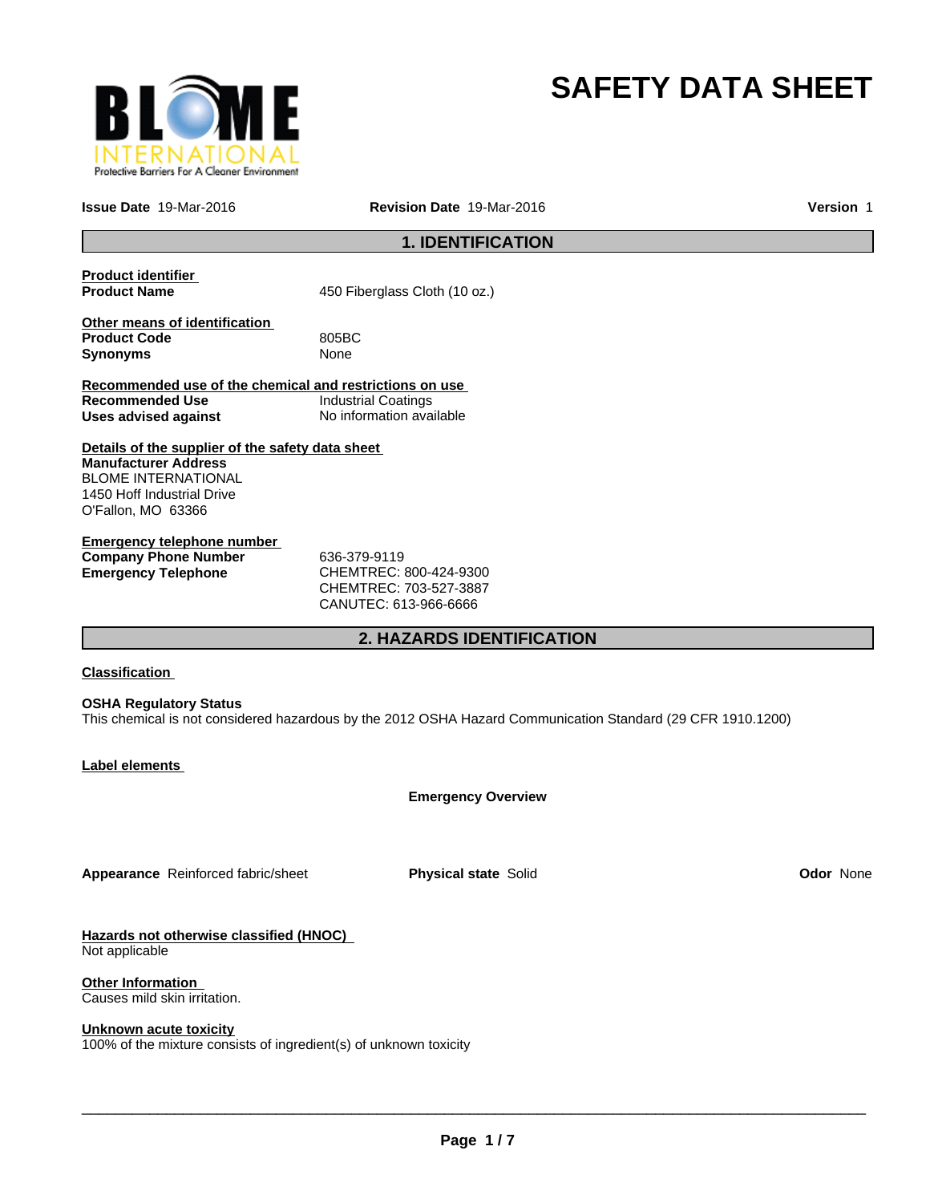# SAFETY DATA SHEET

**Issue Date** 19-Mar-2016 **Revision Date** 19-Mar-2016 **Version** 1

## 1. IDENTIFICATION

**Product identifier**

| | |
|---|---|
| **Product Name** | 450 Fiberglass Cloth (10 oz.) |

**Other means of identification**

| | |
|---|---|
| **Product Code** | 805BC |
| **Synonyms** | None |

**Recommended use of the chemical and restrictions on use**

| | |
|---|---|
| **Recommended Use** | Industrial Coatings |
| **Uses advised against** | No information available |

**Details of the supplier of the safety data sheet**

**Manufacturer Address**
BLOME INTERNATIONAL
1450 Hoff Industrial Drive
O'Fallon, MO 63366

**Emergency telephone number**

| | |
|---|---|
| **Company Phone Number** | 636-379-9119 |
| **Emergency Telephone** | CHEMTREC: 800-424-9300<br>CHEMTREC: 703-527-3887<br>CANUTEC: 613-966-6666 |

## 2. HAZARDS IDENTIFICATION

**Classification**

**OSHA Regulatory Status**
This chemical is not considered hazardous by the 2012 OSHA Hazard Communication Standard (29 CFR 1910.1200)

**Label elements**

**Emergency Overview**

**Appearance** Reinforced fabric/sheet **Physical state** Solid **Odor** None

**Hazards not otherwise classified (HNOC)**
Not applicable

**Other Information**
Causes mild skin irritation.

**Unknown acute toxicity**
100% of the mixture consists of ingredient(s) of unknown toxicity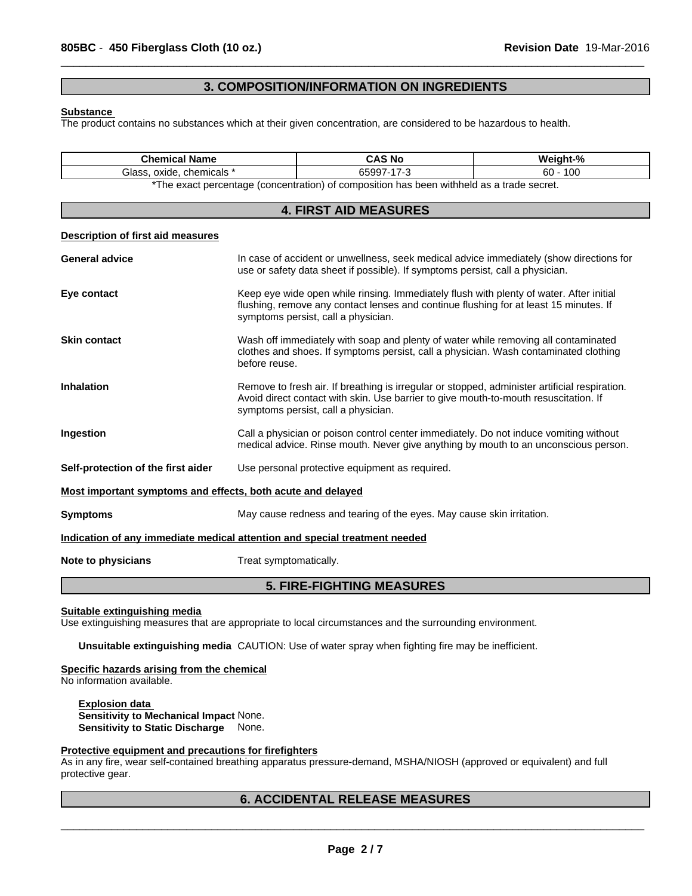## 3. COMPOSITION/INFORMATION ON INGREDIENTS

**Substance**

The product contains no substances which at their given concentration, are considered to be hazardous to health.

| Chemical Name | CAS No | Weight-% |
|---|---|---|
| Glass, oxide, chemicals * | 65997-17-3 | 60 - 100 |

*The exact percentage (concentration) of composition has been withheld as a trade secret.

## 4. FIRST AID MEASURES

**Description of first aid measures**

**General advice** In case of accident or unwellness, seek medical advice immediately (show directions for use or safety data sheet if possible). If symptoms persist, call a physician.

**Eye contact** Keep eye wide open while rinsing. Immediately flush with plenty of water. After initial flushing, remove any contact lenses and continue flushing for at least 15 minutes. If symptoms persist, call a physician.

**Skin contact** Wash off immediately with soap and plenty of water while removing all contaminated clothes and shoes. If symptoms persist, call a physician. Wash contaminated clothing before reuse.

**Inhalation** Remove to fresh air. If breathing is irregular or stopped, administer artificial respiration. Avoid direct contact with skin. Use barrier to give mouth-to-mouth resuscitation. If symptoms persist, call a physician.

**Ingestion** Call a physician or poison control center immediately. Do not induce vomiting without medical advice. Rinse mouth. Never give anything by mouth to an unconscious person.

**Self-protection of the first aider** Use personal protective equipment as required.

**Most important symptoms and effects, both acute and delayed**

**Symptoms** May cause redness and tearing of the eyes. May cause skin irritation.

**Indication of any immediate medical attention and special treatment needed**

**Note to physicians** Treat symptomatically.

## 5. FIRE-FIGHTING MEASURES

**Suitable extinguishing media**

Use extinguishing measures that are appropriate to local circumstances and the surrounding environment.

**Unsuitable extinguishing media** CAUTION: Use of water spray when fighting fire may be inefficient.

**Specific hazards arising from the chemical**

No information available.

**Explosion data**
**Sensitivity to Mechanical Impact** None.
**Sensitivity to Static Discharge** None.

**Protective equipment and precautions for firefighters**

As in any fire, wear self-contained breathing apparatus pressure-demand, MSHA/NIOSH (approved or equivalent) and full protective gear.

## 6. ACCIDENTAL RELEASE MEASURES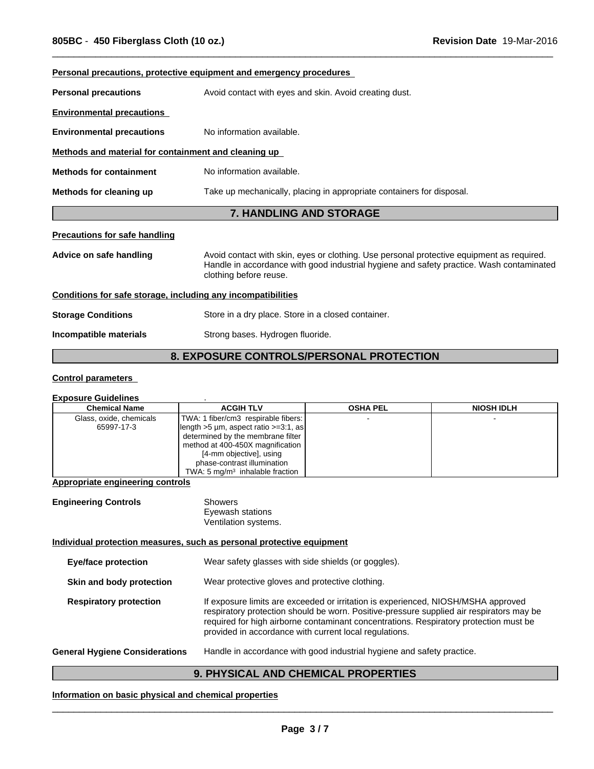**Personal precautions, protective equipment and emergency procedures**

**Personal precautions** Avoid contact with eyes and skin. Avoid creating dust.

**Environmental precautions**

**Environmental precautions** No information available.

**Methods and material for containment and cleaning up**

**Methods for containment** No information available.

**Methods for cleaning up** Take up mechanically, placing in appropriate containers for disposal.

## 7. HANDLING AND STORAGE

**Precautions for safe handling**

**Advice on safe handling** Avoid contact with skin, eyes or clothing. Use personal protective equipment as required. Handle in accordance with good industrial hygiene and safety practice. Wash contaminated clothing before reuse.

**Conditions for safe storage, including any incompatibilities**

**Storage Conditions** Store in a dry place. Store in a closed container.

**Incompatible materials** Strong bases. Hydrogen fluoride.

## 8. EXPOSURE CONTROLS/PERSONAL PROTECTION

**Control parameters**

**Exposure Guidelines** .

| Chemical Name | ACGIH TLV | OSHA PEL | NIOSH IDLH |
|---|---|---|---|
| Glass, oxide, chemicals 65997-17-3 | TWA: 1 fiber/cm3 respirable fibers: length >5 μm, aspect ratio >=3:1, as determined by the membrane filter method at 400-450X magnification [4-mm objective], using phase-contrast illumination TWA: 5 mg/m$^3$ inhalable fraction | - | - |

**Appropriate engineering controls**

**Engineering Controls** Showers
Eyewash stations
Ventilation systems.

**Individual protection measures, such as personal protective equipment**

**Eye/face protection** Wear safety glasses with side shields (or goggles).

**Skin and body protection** Wear protective gloves and protective clothing.

**Respiratory protection** If exposure limits are exceeded or irritation is experienced, NIOSH/MSHA approved respiratory protection should be worn. Positive-pressure supplied air respirators may be required for high airborne contaminant concentrations. Respiratory protection must be provided in accordance with current local regulations.

**General Hygiene Considerations** Handle in accordance with good industrial hygiene and safety practice.

## 9. PHYSICAL AND CHEMICAL PROPERTIES

**Information on basic physical and chemical properties**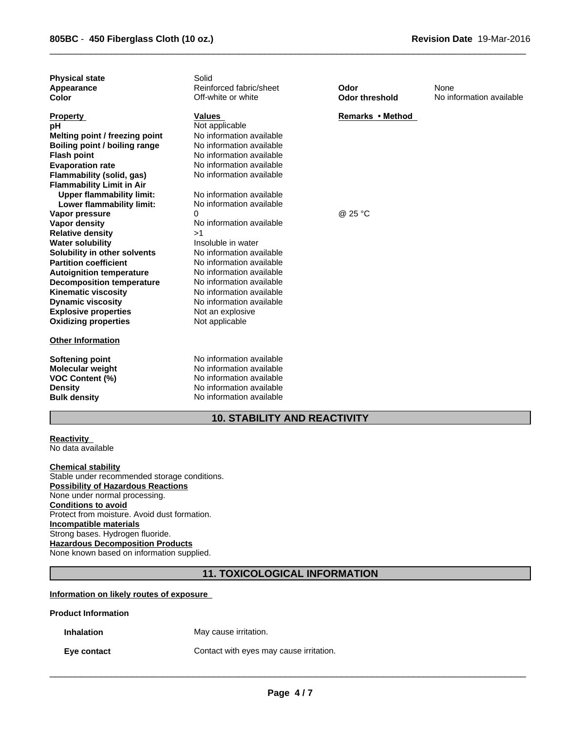| | | | |
|---|---|---|---|
| **Physical state** | Solid | | |
| **Appearance** | Reinforced fabric/sheet | **Odor** | None |
| **Color** | Off-white or white | **Odor threshold** | No information available |

| **Property** | **Values** | **Remarks • Method** |
|---|---|---|
| **pH** | Not applicable | |
| **Melting point / freezing point** | No information available | |
| **Boiling point / boiling range** | No information available | |
| **Flash point** | No information available | |
| **Evaporation rate** | No information available | |
| **Flammability (solid, gas)** | No information available | |
| **Flammability Limit in Air** | | |
| **Upper flammability limit:** | No information available | |
| **Lower flammability limit:** | No information available | |
| **Vapor pressure** | 0 | @ 25 °C |
| **Vapor density** | No information available | |
| **Relative density** | >1 | |
| **Water solubility** | Insoluble in water | |
| **Solubility in other solvents** | No information available | |
| **Partition coefficient** | No information available | |
| **Autoignition temperature** | No information available | |
| **Decomposition temperature** | No information available | |
| **Kinematic viscosity** | No information available | |
| **Dynamic viscosity** | No information available | |
| **Explosive properties** | Not an explosive | |
| **Oxidizing properties** | Not applicable | |

**Other Information**

| | |
|---|---|
| **Softening point** | No information available |
| **Molecular weight** | No information available |
| **VOC Content (%)** | No information available |
| **Density** | No information available |
| **Bulk density** | No information available |

## 10. STABILITY AND REACTIVITY

**Reactivity**
No data available

**Chemical stability**
Stable under recommended storage conditions.

**Possibility of Hazardous Reactions**
None under normal processing.

**Conditions to avoid**
Protect from moisture. Avoid dust formation.

**Incompatible materials**
Strong bases. Hydrogen fluoride.

**Hazardous Decomposition Products**
None known based on information supplied.

## 11. TOXICOLOGICAL INFORMATION

**Information on likely routes of exposure**

**Product Information**

| | |
|---|---|
| **Inhalation** | May cause irritation. |
| **Eye contact** | Contact with eyes may cause irritation. |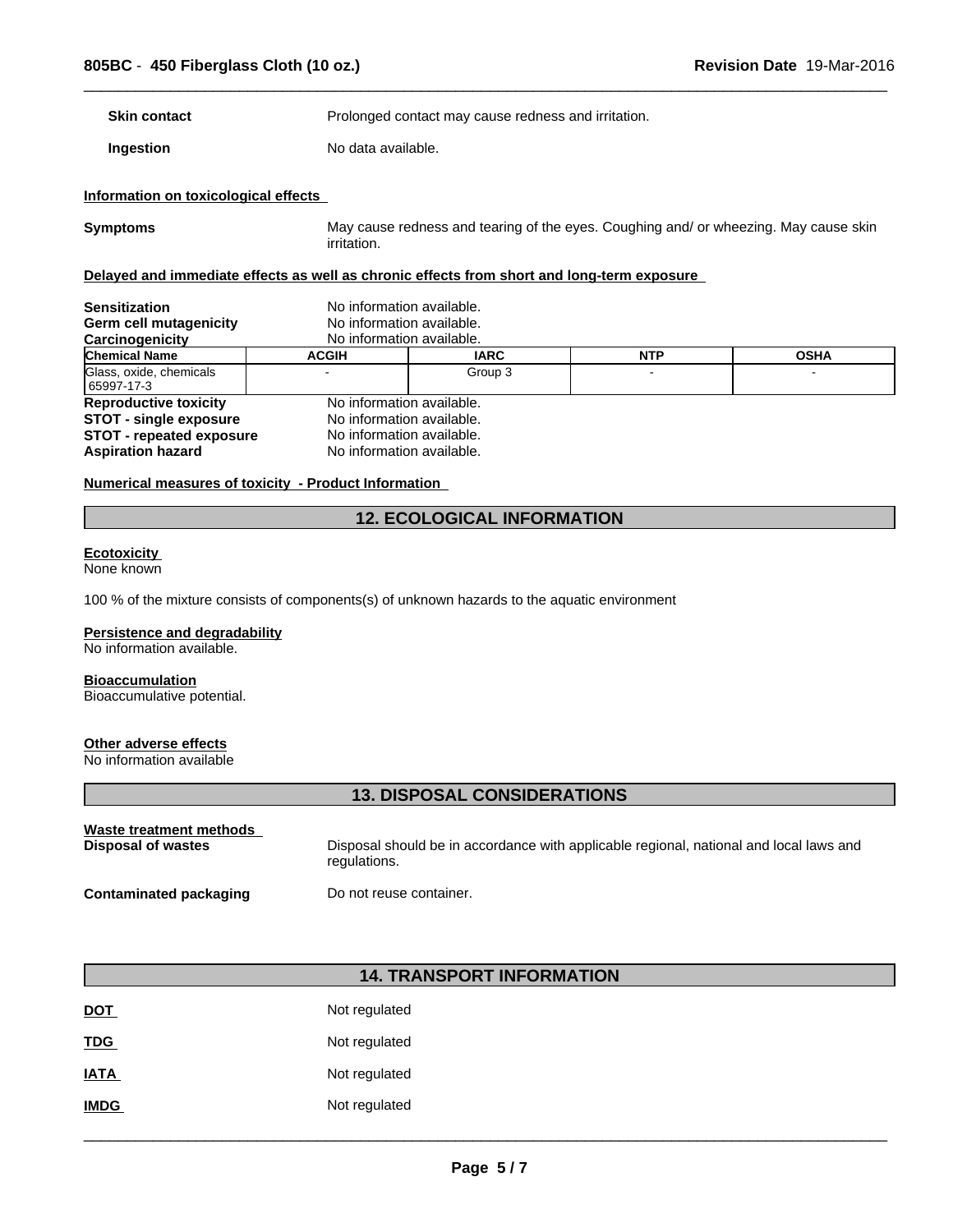| | |
|---|---|
| **Skin contact** | Prolonged contact may cause redness and irritation. |
| **Ingestion** | No data available. |

**Information on toxicological effects**

| | |
|---|---|
| **Symptoms** | May cause redness and tearing of the eyes. Coughing and/ or wheezing. May cause skin irritation. |

**Delayed and immediate effects as well as chronic effects from short and long-term exposure**

| | |
|---|---|
| **Sensitization** | No information available. |
| **Germ cell mutagenicity** | No information available. |
| **Carcinogenicity** | No information available. |

| Chemical Name | ACGIH | IARC | NTP | OSHA |
|---|---|---|---|---|
| Glass, oxide, chemicals 65997-17-3 | - | Group 3 | - | - |

| | |
|---|---|
| **Reproductive toxicity** | No information available. |
| **STOT - single exposure** | No information available. |
| **STOT - repeated exposure** | No information available. |
| **Aspiration hazard** | No information available. |

**Numerical measures of toxicity - Product Information**

## 12. ECOLOGICAL INFORMATION

**Ecotoxicity**
None known

100 % of the mixture consists of components(s) of unknown hazards to the aquatic environment

**Persistence and degradability**
No information available.

**Bioaccumulation**
Bioaccumulative potential.

**Other adverse effects**
No information available

## 13. DISPOSAL CONSIDERATIONS

**Waste treatment methods**

| | |
|---|---|
| **Disposal of wastes** | Disposal should be in accordance with applicable regional, national and local laws and regulations. |
| **Contaminated packaging** | Do not reuse container. |

## 14. TRANSPORT INFORMATION

| | |
|---|---|
| **DOT** | Not regulated |
| **TDG** | Not regulated |
| **IATA** | Not regulated |
| **IMDG** | Not regulated |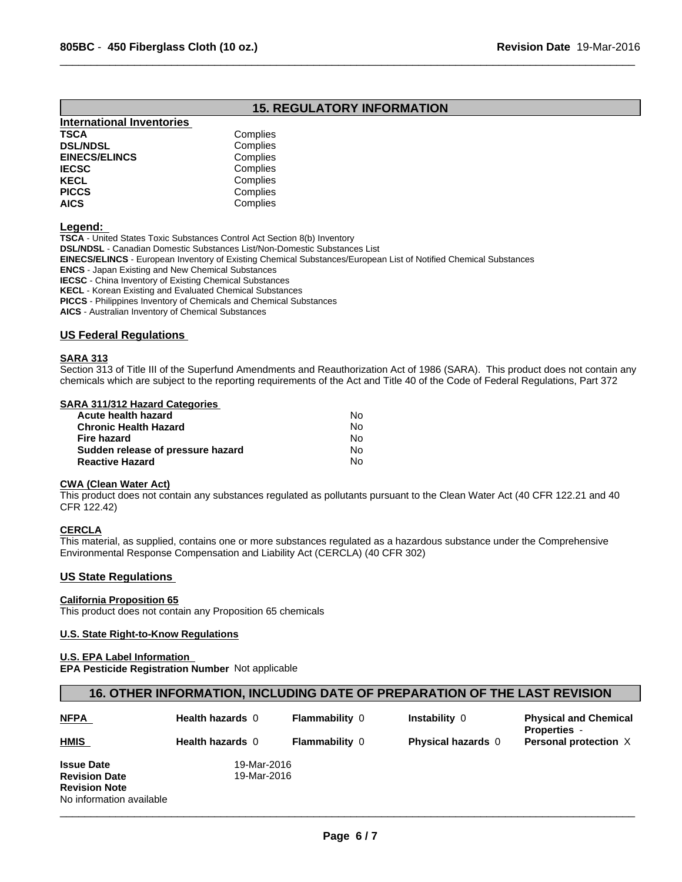## 15. REGULATORY INFORMATION

**International Inventories**

| | |
|---|---|
| **TSCA** | Complies |
| **DSL/NDSL** | Complies |
| **EINECS/ELINCS** | Complies |
| **IECSC** | Complies |
| **KECL** | Complies |
| **PICCS** | Complies |
| **AICS** | Complies |

**Legend:**

**TSCA** - United States Toxic Substances Control Act Section 8(b) Inventory
**DSL/NDSL** - Canadian Domestic Substances List/Non-Domestic Substances List
**EINECS/ELINCS** - European Inventory of Existing Chemical Substances/European List of Notified Chemical Substances
**ENCS** - Japan Existing and New Chemical Substances
**IECSC** - China Inventory of Existing Chemical Substances
**KECL** - Korean Existing and Evaluated Chemical Substances
**PICCS** - Philippines Inventory of Chemicals and Chemical Substances
**AICS** - Australian Inventory of Chemical Substances

### US Federal Regulations

**SARA 313**

Section 313 of Title III of the Superfund Amendments and Reauthorization Act of 1986 (SARA). This product does not contain any chemicals which are subject to the reporting requirements of the Act and Title 40 of the Code of Federal Regulations, Part 372

**SARA 311/312 Hazard Categories**

| | |
|---|---|
| **Acute health hazard** | No |
| **Chronic Health Hazard** | No |
| **Fire hazard** | No |
| **Sudden release of pressure hazard** | No |
| **Reactive Hazard** | No |

**CWA (Clean Water Act)**

This product does not contain any substances regulated as pollutants pursuant to the Clean Water Act (40 CFR 122.21 and 40 CFR 122.42)

**CERCLA**

This material, as supplied, contains one or more substances regulated as a hazardous substance under the Comprehensive Environmental Response Compensation and Liability Act (CERCLA) (40 CFR 302)

### US State Regulations

**California Proposition 65**

This product does not contain any Proposition 65 chemicals

**U.S. State Right-to-Know Regulations**

**U.S. EPA Label Information**

**EPA Pesticide Registration Number** Not applicable

## 16. OTHER INFORMATION, INCLUDING DATE OF PREPARATION OF THE LAST REVISION

| | | | | |
|---|---|---|---|---|
| **NFPA** | **Health hazards** 0 | **Flammability** 0 | **Instability** 0 | **Physical and Chemical Properties** - |
| **HMIS** | **Health hazards** 0 | **Flammability** 0 | **Physical hazards** 0 | **Personal protection** X |

**Issue Date** 19-Mar-2016
**Revision Date** 19-Mar-2016
**Revision Note**
No information available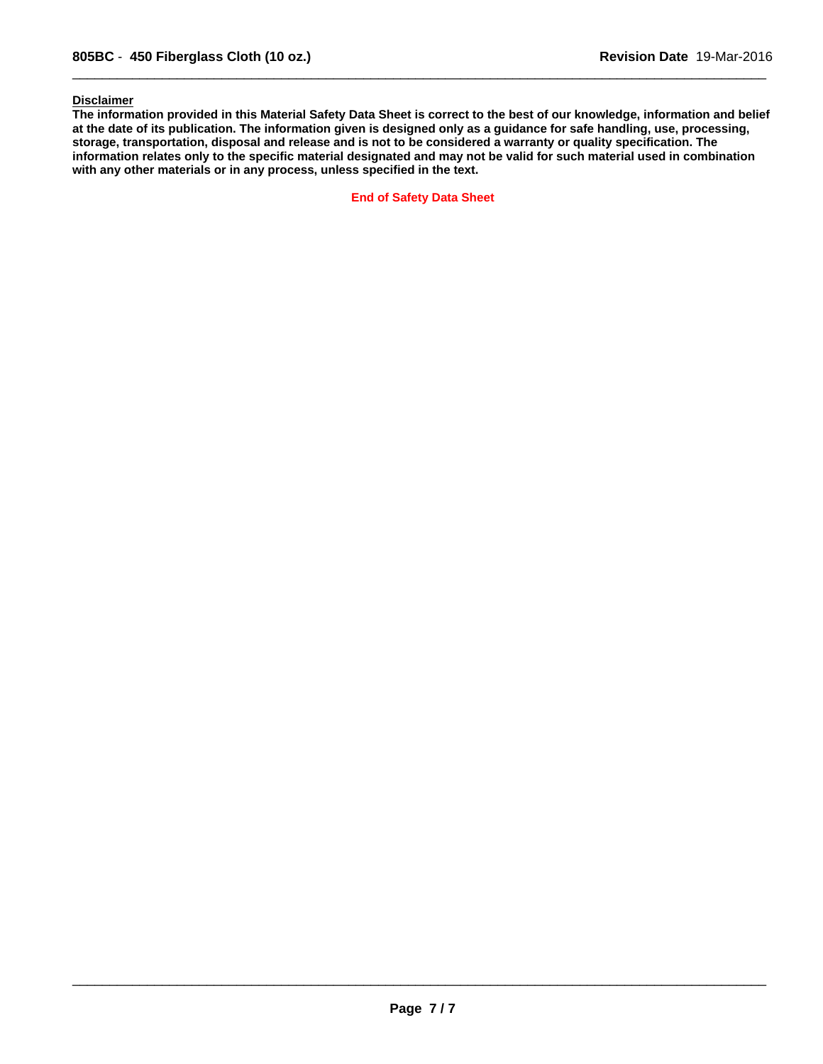**Disclaimer**

**The information provided in this Material Safety Data Sheet is correct to the best of our knowledge, information and belief at the date of its publication. The information given is designed only as a guidance for safe handling, use, processing, storage, transportation, disposal and release and is not to be considered a warranty or quality specification. The information relates only to the specific material designated and may not be valid for such material used in combination with any other materials or in any process, unless specified in the text.**

**End of Safety Data Sheet**